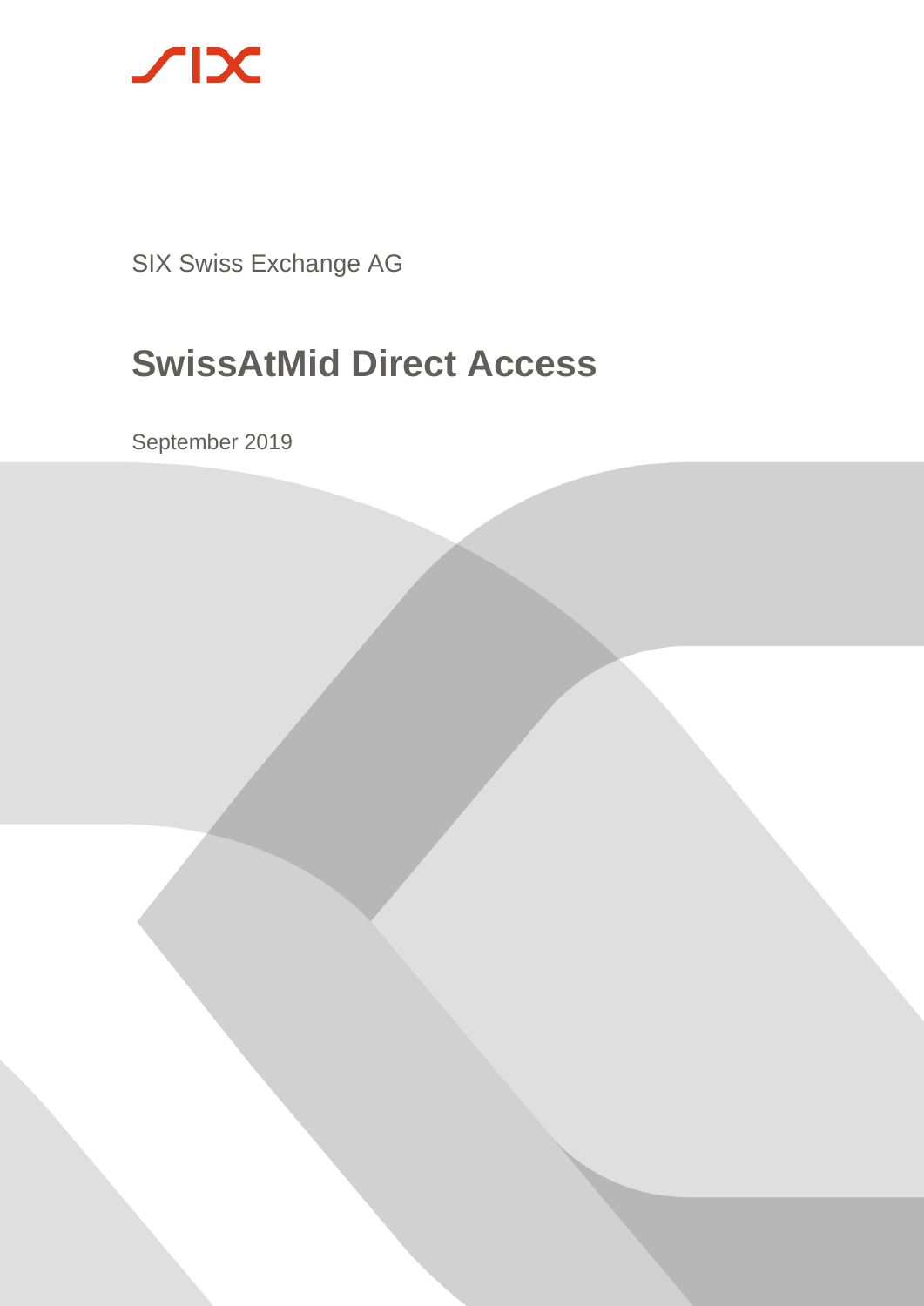SIX Swiss Exchange AG

# SwissAtMid Direct Access

September 2019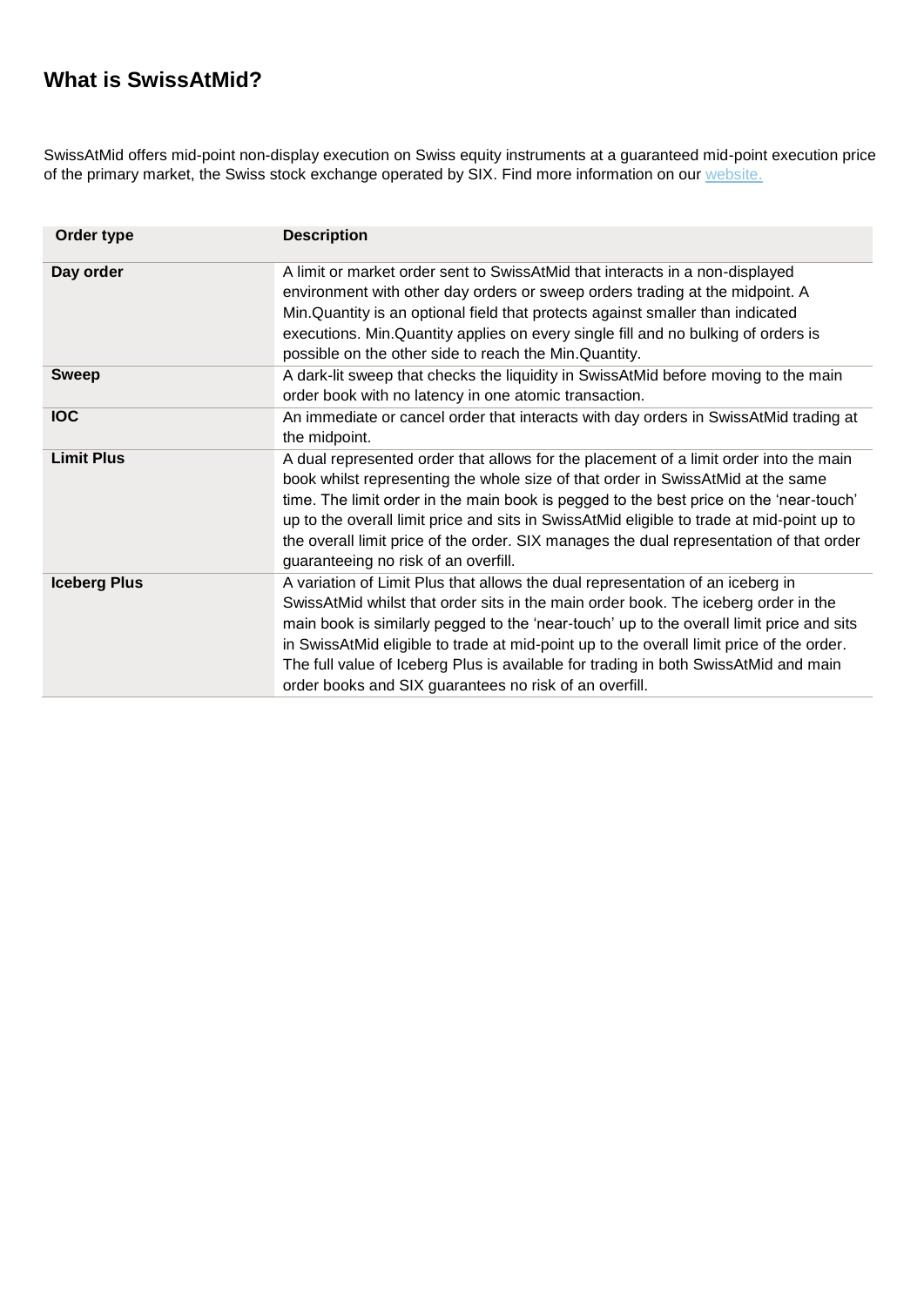## What is SwissAtMid?

SwissAtMid offers mid-point non-display execution on Swiss equity instruments at a guaranteed mid-point execution price of the primary market, the Swiss stock exchange operated by SIX. Find more information on our website.

| Order type | Description |
|---|---|
| **Day order** | A limit or market order sent to SwissAtMid that interacts in a non-displayed environment with other day orders or sweep orders trading at the midpoint. A Min.Quantity is an optional field that protects against smaller than indicated executions. Min.Quantity applies on every single fill and no bulking of orders is possible on the other side to reach the Min.Quantity. |
| **Sweep** | A dark-lit sweep that checks the liquidity in SwissAtMid before moving to the main order book with no latency in one atomic transaction. |
| **IOC** | An immediate or cancel order that interacts with day orders in SwissAtMid trading at the midpoint. |
| **Limit Plus** | A dual represented order that allows for the placement of a limit order into the main book whilst representing the whole size of that order in SwissAtMid at the same time. The limit order in the main book is pegged to the best price on the 'near-touch' up to the overall limit price and sits in SwissAtMid eligible to trade at mid-point up to the overall limit price of the order. SIX manages the dual representation of that order guaranteeing no risk of an overfill. |
| **Iceberg Plus** | A variation of Limit Plus that allows the dual representation of an iceberg in SwissAtMid whilst that order sits in the main order book. The iceberg order in the main book is similarly pegged to the 'near-touch' up to the overall limit price and sits in SwissAtMid eligible to trade at mid-point up to the overall limit price of the order. The full value of Iceberg Plus is available for trading in both SwissAtMid and main order books and SIX guarantees no risk of an overfill. |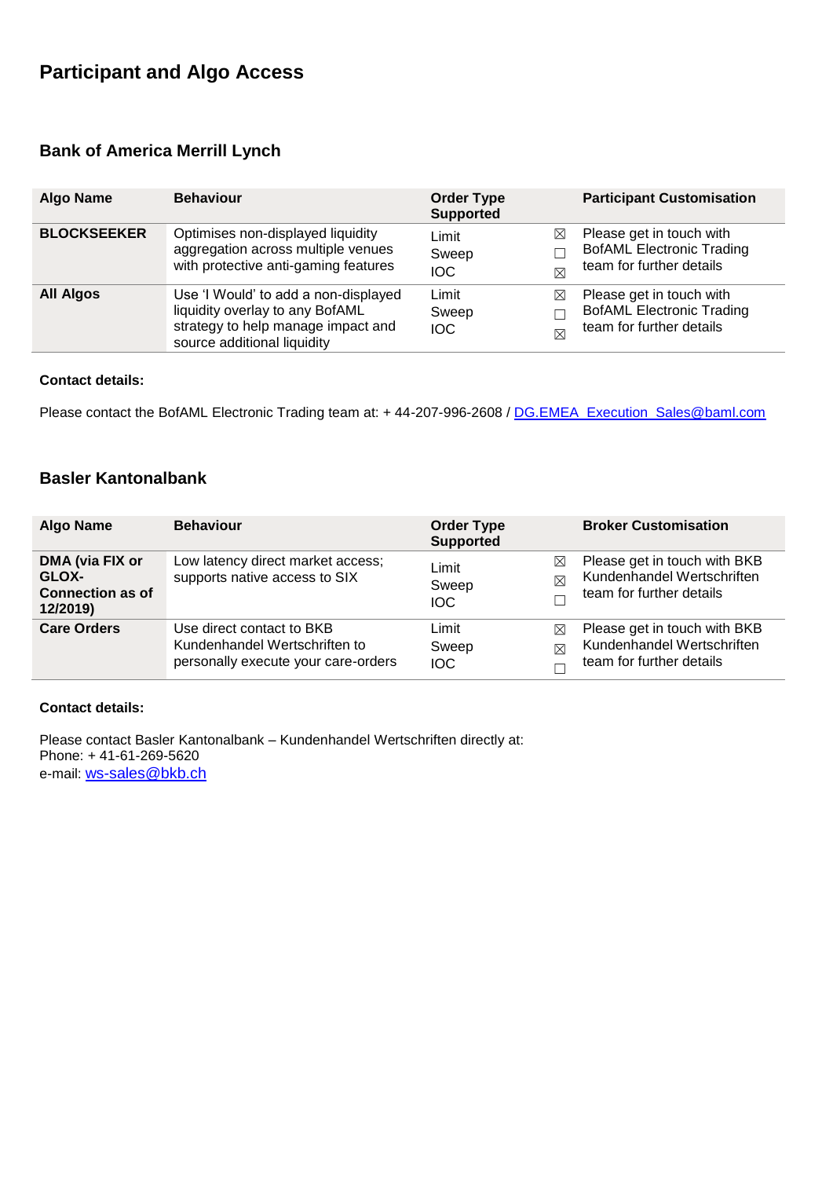# Participant and Algo Access

## Bank of America Merrill Lynch

| Algo Name | Behaviour | Order Type Supported | | Participant Customisation |
|---|---|---|---|---|
| **BLOCKSEEKER** | Optimises non-displayed liquidity aggregation across multiple venues with protective anti-gaming features | Limit<br>Sweep<br>IOC | ☒<br>☐<br>☒ | Please get in touch with BofAML Electronic Trading team for further details |
| **All Algos** | Use 'I Would' to add a non-displayed liquidity overlay to any BofAML strategy to help manage impact and source additional liquidity | Limit<br>Sweep<br>IOC | ☒<br>☐<br>☒ | Please get in touch with BofAML Electronic Trading team for further details |

**Contact details:**

Please contact the BofAML Electronic Trading team at: + 44-207-996-2608 / DG.EMEA_Execution_Sales@baml.com

## Basler Kantonalbank

| Algo Name | Behaviour | Order Type Supported | | Broker Customisation |
|---|---|---|---|---|
| **DMA (via FIX or GLOX-Connection as of 12/2019)** | Low latency direct market access; supports native access to SIX | Limit<br>Sweep<br>IOC | ☒<br>☒<br>☐ | Please get in touch with BKB Kundenhandel Wertschriften team for further details |
| **Care Orders** | Use direct contact to BKB Kundenhandel Wertschriften to personally execute your care-orders | Limit<br>Sweep<br>IOC | ☒<br>☒<br>☐ | Please get in touch with BKB Kundenhandel Wertschriften team for further details |

**Contact details:**

Please contact Basler Kantonalbank – Kundenhandel Wertschriften directly at:
Phone: + 41-61-269-5620
e-mail: ws-sales@bkb.ch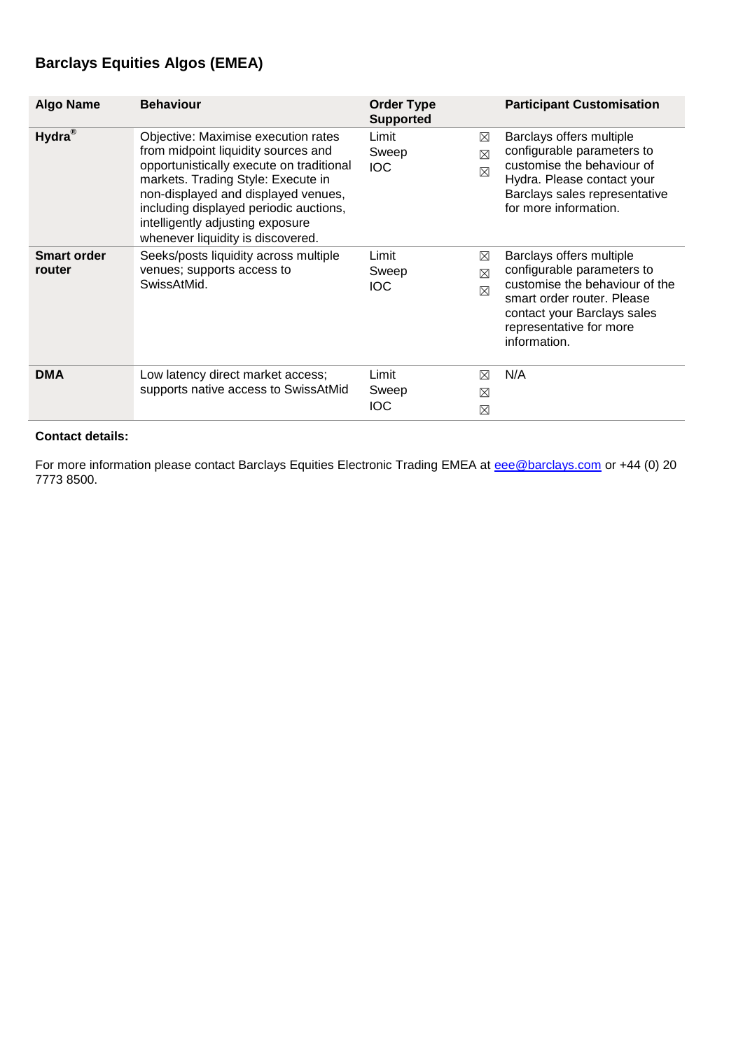## Barclays Equities Algos (EMEA)

| Algo Name | Behaviour | Order Type Supported | | Participant Customisation |
|---|---|---|---|---|
| **Hydra®** | Objective: Maximise execution rates from midpoint liquidity sources and opportunistically execute on traditional markets. Trading Style: Execute in non-displayed and displayed venues, including displayed periodic auctions, intelligently adjusting exposure whenever liquidity is discovered. | Limit<br>Sweep<br>IOC | ☒<br>☒<br>☒ | Barclays offers multiple configurable parameters to customise the behaviour of Hydra. Please contact your Barclays sales representative for more information. |
| **Smart order router** | Seeks/posts liquidity across multiple venues; supports access to SwissAtMid. | Limit<br>Sweep<br>IOC | ☒<br>☒<br>☒ | Barclays offers multiple configurable parameters to customise the behaviour of the smart order router. Please contact your Barclays sales representative for more information. |
| **DMA** | Low latency direct market access; supports native access to SwissAtMid | Limit<br>Sweep<br>IOC | ☒<br>☒<br>☒ | N/A |

**Contact details:**

For more information please contact Barclays Equities Electronic Trading EMEA at eee@barclays.com or +44 (0) 20 7773 8500.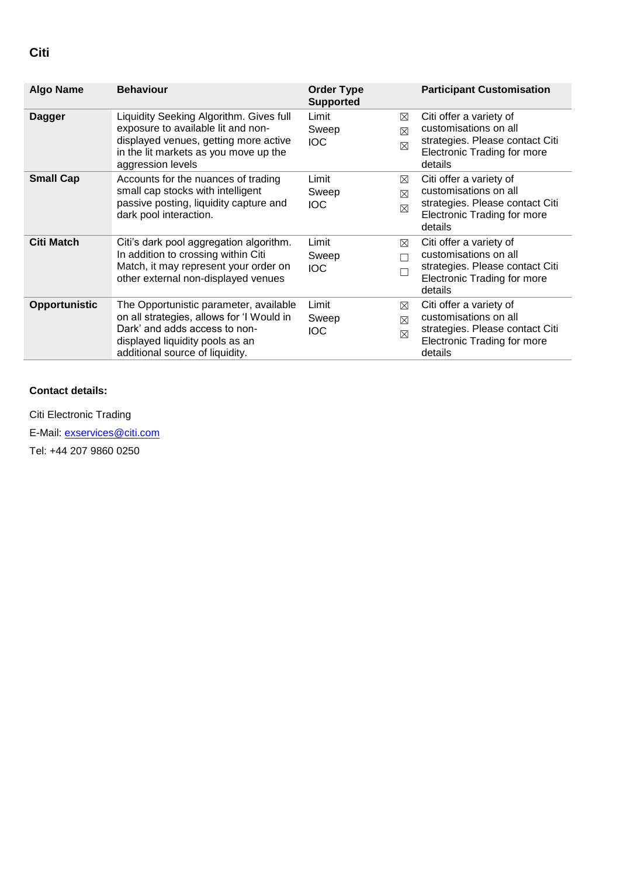## Citi

| Algo Name | Behaviour | Order Type Supported | | Participant Customisation |
|---|---|---|---|---|
| **Dagger** | Liquidity Seeking Algorithm. Gives full exposure to available lit and non-displayed venues, getting more active in the lit markets as you move up the aggression levels | Limit<br>Sweep<br>IOC | ☒<br>☒<br>☒ | Citi offer a variety of customisations on all strategies. Please contact Citi Electronic Trading for more details |
| **Small Cap** | Accounts for the nuances of trading small cap stocks with intelligent passive posting, liquidity capture and dark pool interaction. | Limit<br>Sweep<br>IOC | ☒<br>☒<br>☒ | Citi offer a variety of customisations on all strategies. Please contact Citi Electronic Trading for more details |
| **Citi Match** | Citi's dark pool aggregation algorithm. In addition to crossing within Citi Match, it may represent your order on other external non-displayed venues | Limit<br>Sweep<br>IOC | ☒<br>☐<br>☐ | Citi offer a variety of customisations on all strategies. Please contact Citi Electronic Trading for more details |
| **Opportunistic** | The Opportunistic parameter, available on all strategies, allows for 'I Would in Dark' and adds access to non-displayed liquidity pools as an additional source of liquidity. | Limit<br>Sweep<br>IOC | ☒<br>☒<br>☒ | Citi offer a variety of customisations on all strategies. Please contact Citi Electronic Trading for more details |

**Contact details:**

Citi Electronic Trading

E-Mail: exservices@citi.com

Tel: +44 207 9860 0250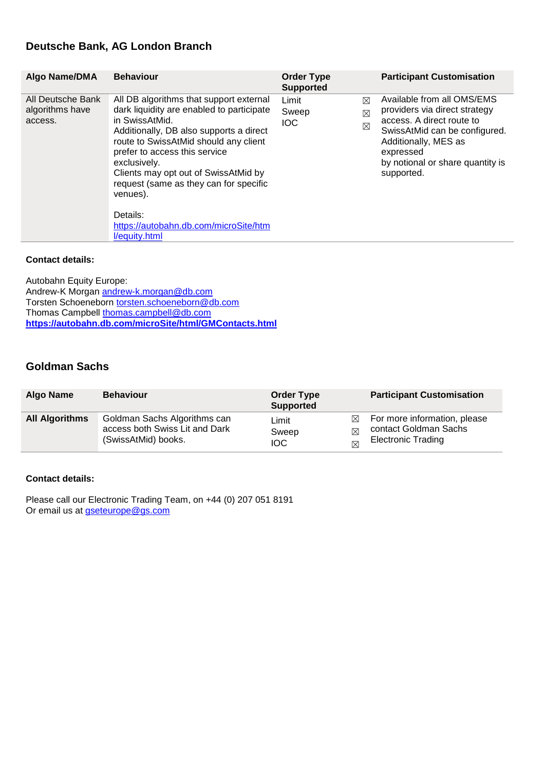## Deutsche Bank, AG London Branch

| Algo Name/DMA | Behaviour | Order Type Supported | | Participant Customisation |
|---|---|---|---|---|
| All Deutsche Bank algorithms have access. | All DB algorithms that support external dark liquidity are enabled to participate in SwissAtMid.<br>Additionally, DB also supports a direct route to SwissAtMid should any client prefer to access this service exclusively.<br>Clients may opt out of SwissAtMid by request (same as they can for specific venues).<br><br>Details:<br>https://autobahn.db.com/microSite/html/equity.html | Limit<br>Sweep<br>IOC | ☒<br>☒<br>☒ | Available from all OMS/EMS providers via direct strategy access. A direct route to SwissAtMid can be configured. Additionally, MES as expressed by notional or share quantity is supported. |

**Contact details:**

Autobahn Equity Europe:
Andrew-K Morgan andrew-k.morgan@db.com
Torsten Schoeneborn torsten.schoeneborn@db.com
Thomas Campbell thomas.campbell@db.com
**https://autobahn.db.com/microSite/html/GMContacts.html**

## Goldman Sachs

| Algo Name | Behaviour | Order Type Supported | | Participant Customisation |
|---|---|---|---|---|
| **All Algorithms** | Goldman Sachs Algorithms can access both Swiss Lit and Dark (SwissAtMid) books. | Limit<br>Sweep<br>IOC | ☒<br>☒<br>☒ | For more information, please contact Goldman Sachs Electronic Trading |

**Contact details:**

Please call our Electronic Trading Team, on +44 (0) 207 051 8191
Or email us at gseteurope@gs.com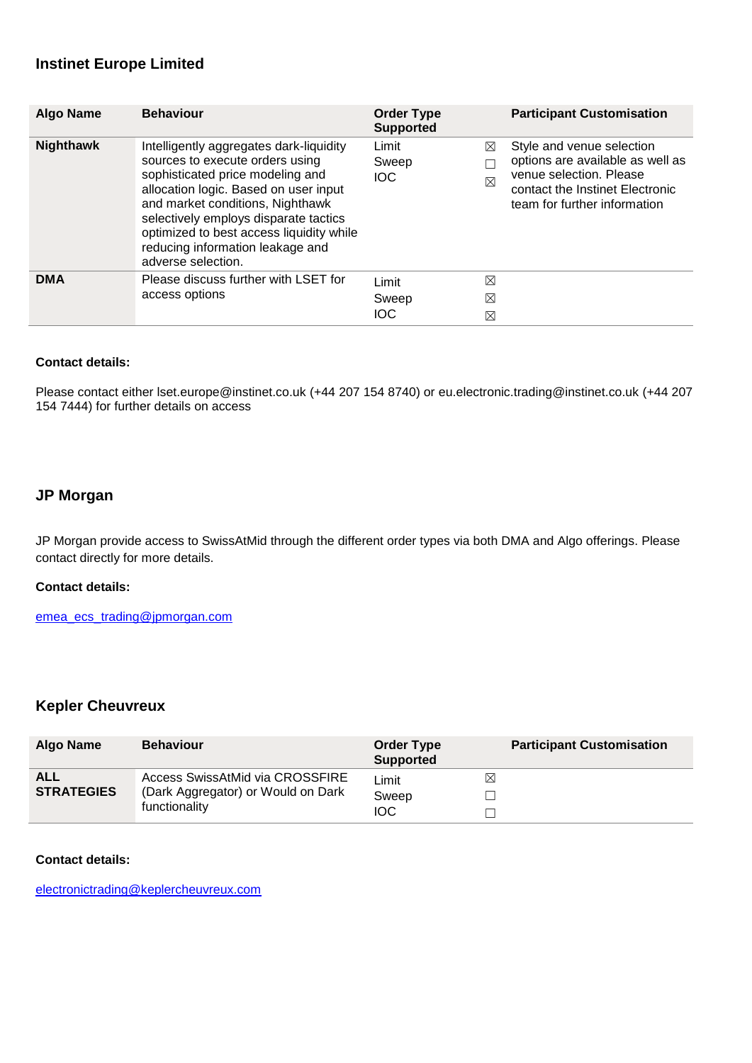## Instinet Europe Limited

| Algo Name | Behaviour | Order Type Supported | | Participant Customisation |
|---|---|---|---|---|
| **Nighthawk** | Intelligently aggregates dark-liquidity sources to execute orders using sophisticated price modeling and allocation logic. Based on user input and market conditions, Nighthawk selectively employs disparate tactics optimized to best access liquidity while reducing information leakage and adverse selection. | Limit<br>Sweep<br>IOC | ☒<br>☐<br>☒ | Style and venue selection options are available as well as venue selection. Please contact the Instinet Electronic team for further information |
| **DMA** | Please discuss further with LSET for access options | Limit<br>Sweep<br>IOC | ☒<br>☒<br>☒ | |

**Contact details:**

Please contact either lset.europe@instinet.co.uk (+44 207 154 8740) or eu.electronic.trading@instinet.co.uk (+44 207 154 7444) for further details on access

## JP Morgan

JP Morgan provide access to SwissAtMid through the different order types via both DMA and Algo offerings. Please contact directly for more details.

**Contact details:**

emea_ecs_trading@jpmorgan.com

## Kepler Cheuvreux

| Algo Name | Behaviour | Order Type Supported | | Participant Customisation |
|---|---|---|---|---|
| **ALL STRATEGIES** | Access SwissAtMid via CROSSFIRE (Dark Aggregator) or Would on Dark functionality | Limit<br>Sweep<br>IOC | ☒<br>☐<br>☐ | |

**Contact details:**

electronictrading@keplercheuvreux.com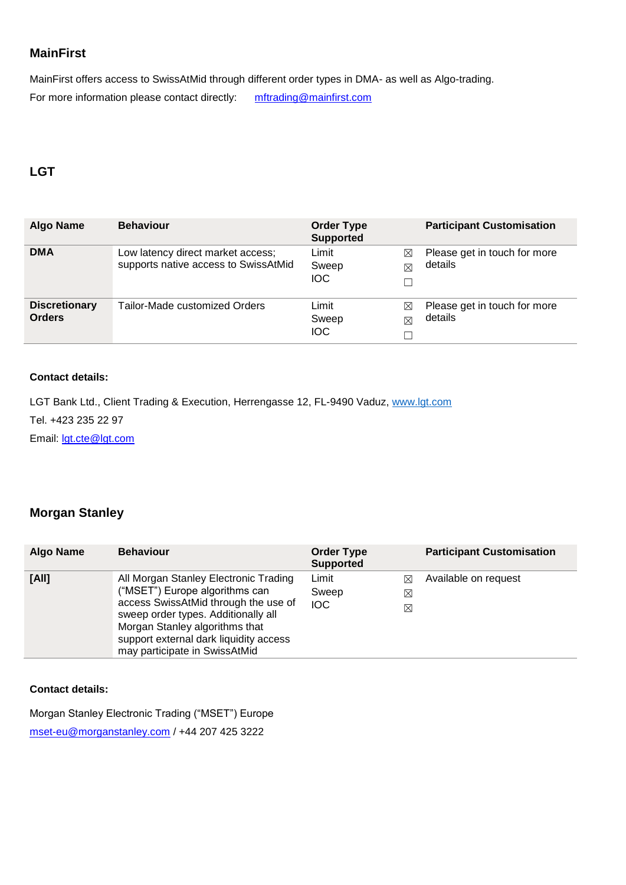## MainFirst

MainFirst offers access to SwissAtMid through different order types in DMA- as well as Algo-trading.

For more information please contact directly: mftrading@mainfirst.com

## LGT

| Algo Name | Behaviour | Order Type Supported | | Participant Customisation |
|---|---|---|---|---|
| **DMA** | Low latency direct market access; supports native access to SwissAtMid | Limit<br>Sweep<br>IOC | ☒<br>☒<br>☐ | Please get in touch for more details |
| **Discretionary Orders** | Tailor-Made customized Orders | Limit<br>Sweep<br>IOC | ☒<br>☒<br>☐ | Please get in touch for more details |

**Contact details:**

LGT Bank Ltd., Client Trading & Execution, Herrengasse 12, FL-9490 Vaduz, www.lgt.com

Tel. +423 235 22 97

Email: lgt.cte@lgt.com

## Morgan Stanley

| Algo Name | Behaviour | Order Type Supported | | Participant Customisation |
|---|---|---|---|---|
| **[All]** | All Morgan Stanley Electronic Trading ("MSET") Europe algorithms can access SwissAtMid through the use of sweep order types. Additionally all Morgan Stanley algorithms that support external dark liquidity access may participate in SwissAtMid | Limit<br>Sweep<br>IOC | ☒<br>☒<br>☒ | Available on request |

**Contact details:**

Morgan Stanley Electronic Trading ("MSET") Europe

mset-eu@morganstanley.com / +44 207 425 3222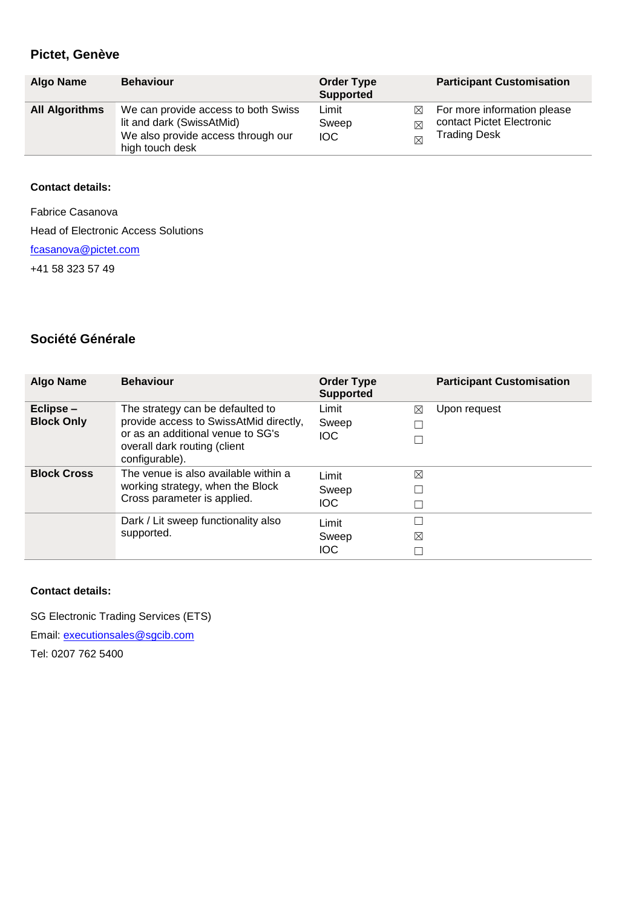## Pictet, Genève

| Algo Name | Behaviour | Order Type Supported | | Participant Customisation |
|---|---|---|---|---|
| **All Algorithms** | We can provide access to both Swiss lit and dark (SwissAtMid)<br>We also provide access through our high touch desk | Limit<br>Sweep<br>IOC | ☒<br>☒<br>☒ | For more information please contact Pictet Electronic Trading Desk |

**Contact details:**

Fabrice Casanova

Head of Electronic Access Solutions

fcasanova@pictet.com

+41 58 323 57 49

## Société Générale

| Algo Name | Behaviour | Order Type Supported | | Participant Customisation |
|---|---|---|---|---|
| **Eclipse – Block Only** | The strategy can be defaulted to provide access to SwissAtMid directly, or as an additional venue to SG's overall dark routing (client configurable). | Limit<br>Sweep<br>IOC | ☒<br>☐<br>☐ | Upon request |
| **Block Cross** | The venue is also available within a working strategy, when the Block Cross parameter is applied. | Limit<br>Sweep<br>IOC | ☒<br>☐<br>☐ | |
| | Dark / Lit sweep functionality also supported. | Limit<br>Sweep<br>IOC | ☐<br>☒<br>☐ | |

**Contact details:**

SG Electronic Trading Services (ETS)

Email: executionsales@sgcib.com

Tel: 0207 762 5400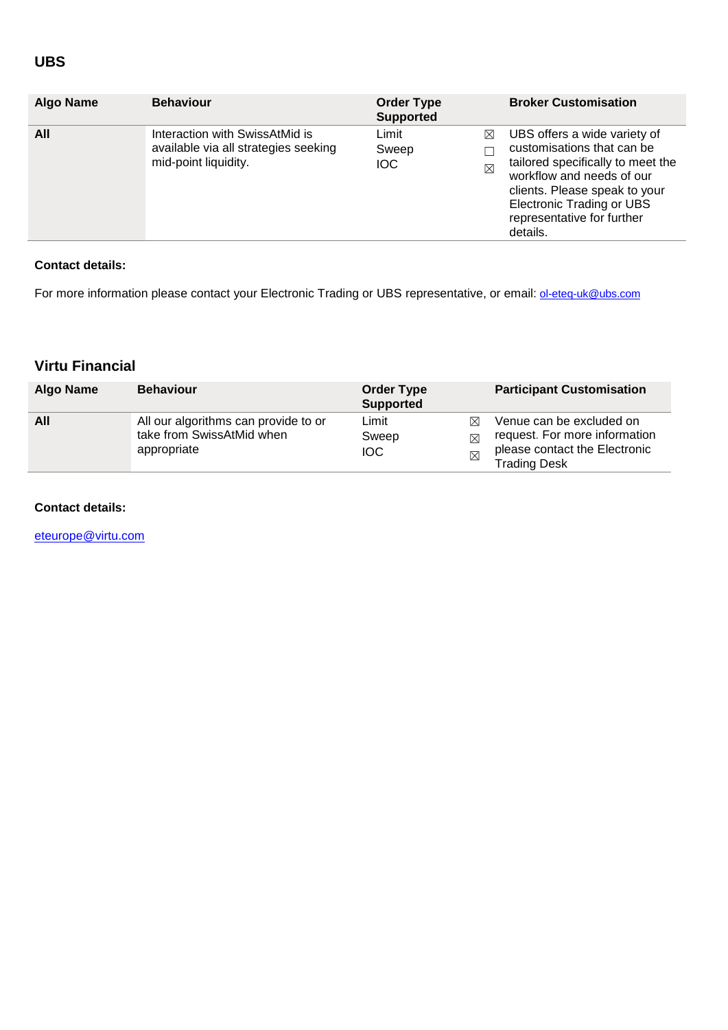## UBS

| Algo Name | Behaviour | Order Type Supported | | Broker Customisation |
|---|---|---|---|---|
| **All** | Interaction with SwissAtMid is available via all strategies seeking mid-point liquidity. | Limit<br>Sweep<br>IOC | ☒<br>☐<br>☒ | UBS offers a wide variety of customisations that can be tailored specifically to meet the workflow and needs of our clients. Please speak to your Electronic Trading or UBS representative for further details. |

**Contact details:**

For more information please contact your Electronic Trading or UBS representative, or email: ol-eteq-uk@ubs.com

## Virtu Financial

| Algo Name | Behaviour | Order Type Supported | | Participant Customisation |
|---|---|---|---|---|
| **All** | All our algorithms can provide to or take from SwissAtMid when appropriate | Limit<br>Sweep<br>IOC | ☒<br>☒<br>☒ | Venue can be excluded on request. For more information please contact the Electronic Trading Desk |

**Contact details:**

eteurope@virtu.com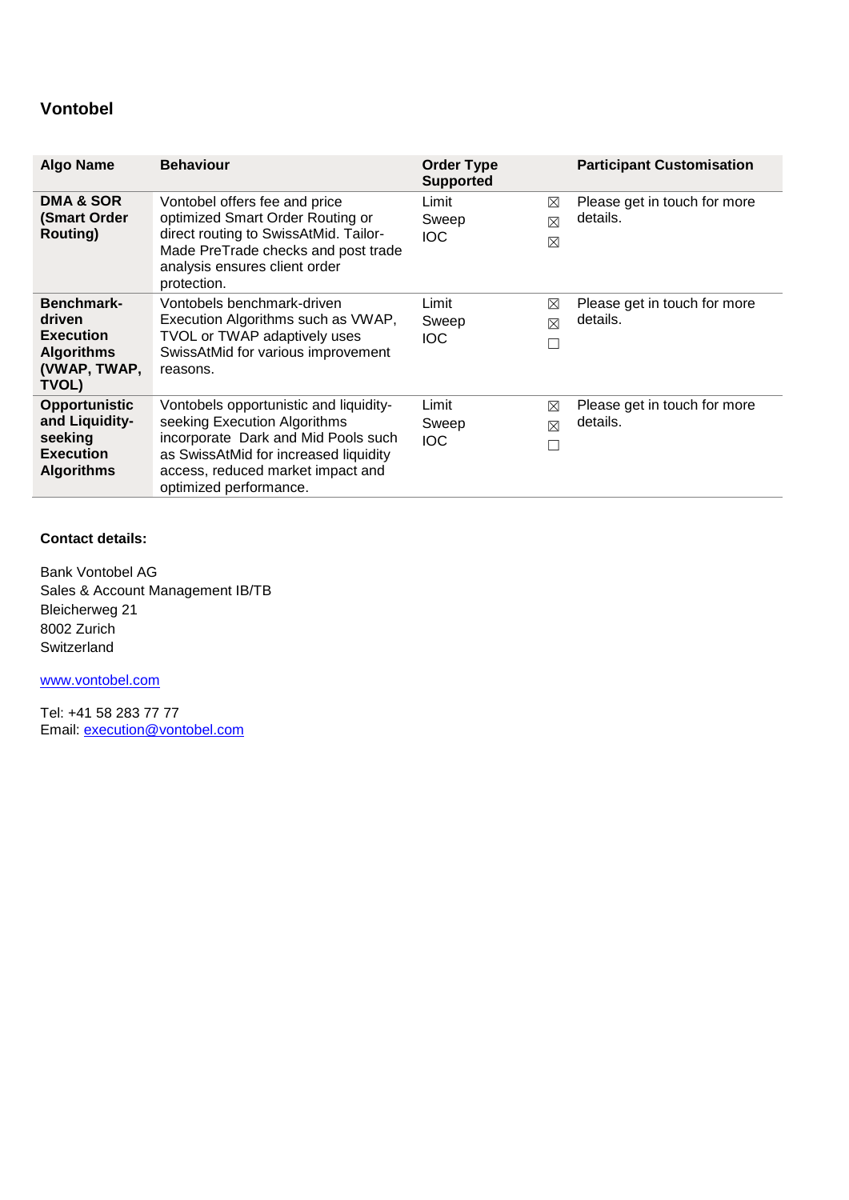## Vontobel

| Algo Name | Behaviour | Order Type Supported | | Participant Customisation |
|---|---|---|---|---|
| **DMA & SOR (Smart Order Routing)** | Vontobel offers fee and price optimized Smart Order Routing or direct routing to SwissAtMid. Tailor-Made PreTrade checks and post trade analysis ensures client order protection. | Limit<br>Sweep<br>IOC | ☒<br>☒<br>☒ | Please get in touch for more details. |
| **Benchmark-driven Execution Algorithms (VWAP, TWAP, TVOL)** | Vontobels benchmark-driven Execution Algorithms such as VWAP, TVOL or TWAP adaptively uses SwissAtMid for various improvement reasons. | Limit<br>Sweep<br>IOC | ☒<br>☒<br>☐ | Please get in touch for more details. |
| **Opportunistic and Liquidity-seeking Execution Algorithms** | Vontobels opportunistic and liquidity-seeking Execution Algorithms incorporate Dark and Mid Pools such as SwissAtMid for increased liquidity access, reduced market impact and optimized performance. | Limit<br>Sweep<br>IOC | ☒<br>☒<br>☐ | Please get in touch for more details. |

**Contact details:**

Bank Vontobel AG
Sales & Account Management IB/TB
Bleicherweg 21
8002 Zurich
Switzerland

www.vontobel.com

Tel: +41 58 283 77 77
Email: execution@vontobel.com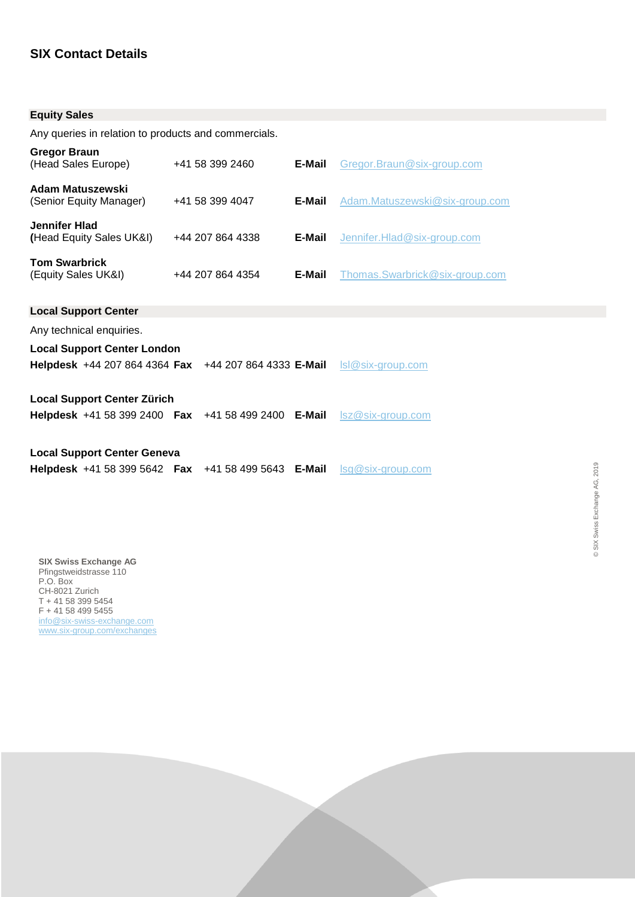## SIX Contact Details

### Equity Sales

Any queries in relation to products and commercials.

| | | | |
|---|---|---|---|
| **Gregor Braun**<br>(Head Sales Europe) | +41 58 399 2460 | **E-Mail** | Gregor.Braun@six-group.com |
| **Adam Matuszewski**<br>(Senior Equity Manager) | +41 58 399 4047 | **E-Mail** | Adam.Matuszewski@six-group.com |
| **Jennifer Hlad**<br>(Head Equity Sales UK&I) | +44 207 864 4338 | **E-Mail** | Jennifer.Hlad@six-group.com |
| **Tom Swarbrick**<br>(Equity Sales UK&I) | +44 207 864 4354 | **E-Mail** | Thomas.Swarbrick@six-group.com |

### Local Support Center

Any technical enquiries.

**Local Support Center London**

**Helpdesk** +44 207 864 4364 **Fax** +44 207 864 4333 **E-Mail** lsl@six-group.com

**Local Support Center Zürich**

**Helpdesk** +41 58 399 2400 **Fax** +41 58 499 2400 **E-Mail** lsz@six-group.com

**Local Support Center Geneva**

**Helpdesk** +41 58 399 5642 **Fax** +41 58 499 5643 **E-Mail** lsg@six-group.com

**SIX Swiss Exchange AG**
Pfingstweidstrasse 110
P.O. Box
CH-8021 Zurich
T + 41 58 399 5454
F + 41 58 499 5455
info@six-swiss-exchange.com
www.six-group.com/exchanges

© SIX Swiss Exchange AG, 2019